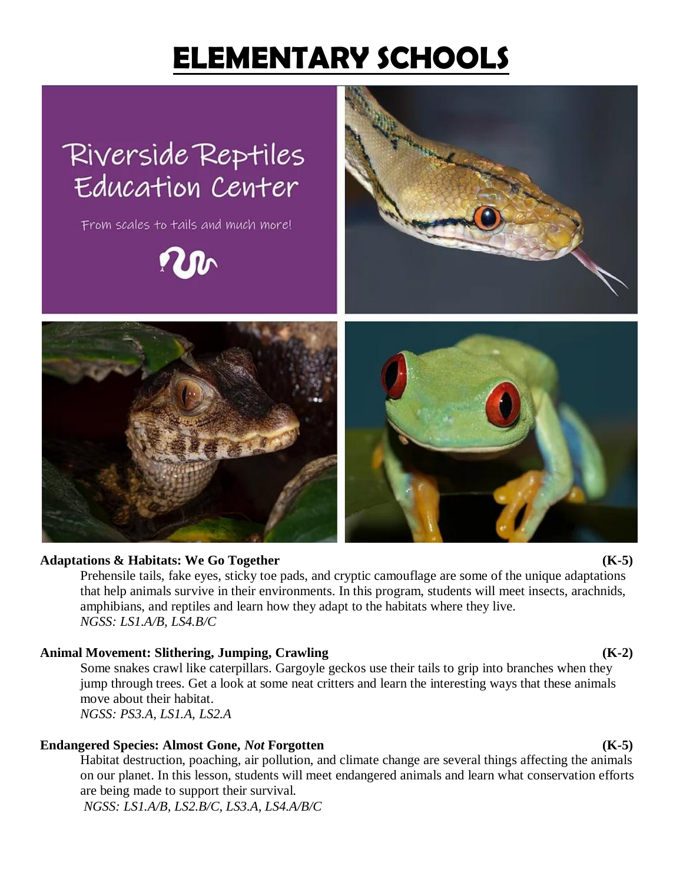# ELEMENTARY SCHOOLS

Riverside Reptiles Education Center

From scales to tails and much more!

**Adaptations & Habitats: We Go Together** **(K-5)**

Prehensile tails, fake eyes, sticky toe pads, and cryptic camouflage are some of the unique adaptations that help animals survive in their environments. In this program, students will meet insects, arachnids, amphibians, and reptiles and learn how they adapt to the habitats where they live.
*NGSS: LS1.A/B, LS4.B/C*

**Animal Movement: Slithering, Jumping, Crawling** **(K-2)**

Some snakes crawl like caterpillars. Gargoyle geckos use their tails to grip into branches when they jump through trees. Get a look at some neat critters and learn the interesting ways that these animals move about their habitat.
*NGSS: PS3.A, LS1.A, LS2.A*

**Endangered Species: Almost Gone, *Not* Forgotten** **(K-5)**

Habitat destruction, poaching, air pollution, and climate change are several things affecting the animals on our planet. In this lesson, students will meet endangered animals and learn what conservation efforts are being made to support their survival.
*NGSS: LS1.A/B, LS2.B/C, LS3.A, LS4.A/B/C*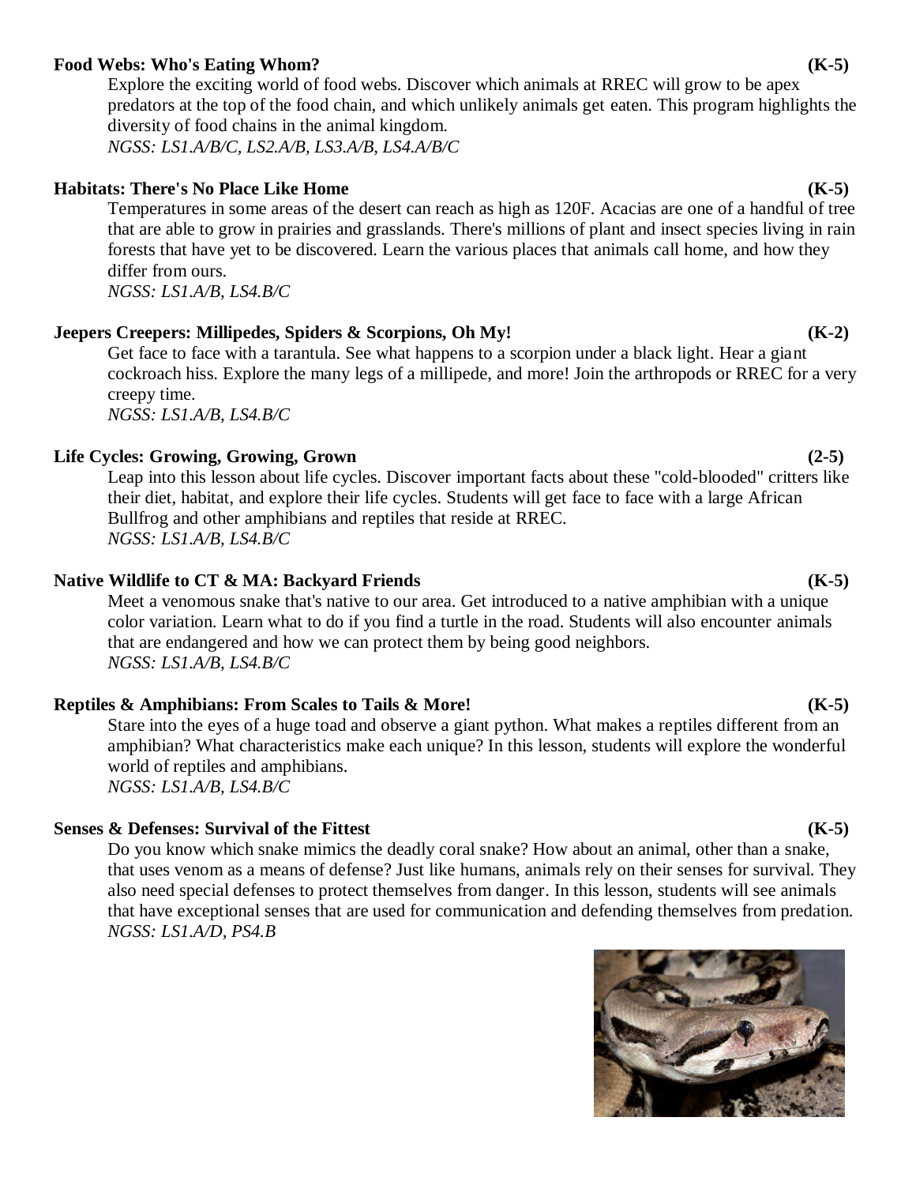**Food Webs: Who's Eating Whom? (K-5)**

Explore the exciting world of food webs. Discover which animals at RREC will grow to be apex predators at the top of the food chain, and which unlikely animals get eaten. This program highlights the diversity of food chains in the animal kingdom.
*NGSS: LS1.A/B/C, LS2.A/B, LS3.A/B, LS4.A/B/C*

**Habitats: There's No Place Like Home (K-5)**

Temperatures in some areas of the desert can reach as high as 120F. Acacias are one of a handful of tree that are able to grow in prairies and grasslands. There's millions of plant and insect species living in rain forests that have yet to be discovered. Learn the various places that animals call home, and how they differ from ours.
*NGSS: LS1.A/B, LS4.B/C*

**Jeepers Creepers: Millipedes, Spiders & Scorpions, Oh My! (K-2)**

Get face to face with a tarantula. See what happens to a scorpion under a black light. Hear a giant cockroach hiss. Explore the many legs of a millipede, and more! Join the arthropods or RREC for a very creepy time.
*NGSS: LS1.A/B, LS4.B/C*

**Life Cycles: Growing, Growing, Grown (2-5)**

Leap into this lesson about life cycles. Discover important facts about these "cold-blooded" critters like their diet, habitat, and explore their life cycles. Students will get face to face with a large African Bullfrog and other amphibians and reptiles that reside at RREC.
*NGSS: LS1.A/B, LS4.B/C*

**Native Wildlife to CT & MA: Backyard Friends (K-5)**

Meet a venomous snake that's native to our area. Get introduced to a native amphibian with a unique color variation. Learn what to do if you find a turtle in the road. Students will also encounter animals that are endangered and how we can protect them by being good neighbors.
*NGSS: LS1.A/B, LS4.B/C*

**Reptiles & Amphibians: From Scales to Tails & More! (K-5)**

Stare into the eyes of a huge toad and observe a giant python. What makes a reptiles different from an amphibian? What characteristics make each unique? In this lesson, students will explore the wonderful world of reptiles and amphibians.
*NGSS: LS1.A/B, LS4.B/C*

**Senses & Defenses: Survival of the Fittest (K-5)**

Do you know which snake mimics the deadly coral snake? How about an animal, other than a snake, that uses venom as a means of defense? Just like humans, animals rely on their senses for survival. They also need special defenses to protect themselves from danger. In this lesson, students will see animals that have exceptional senses that are used for communication and defending themselves from predation.
*NGSS: LS1.A/D, PS4.B*